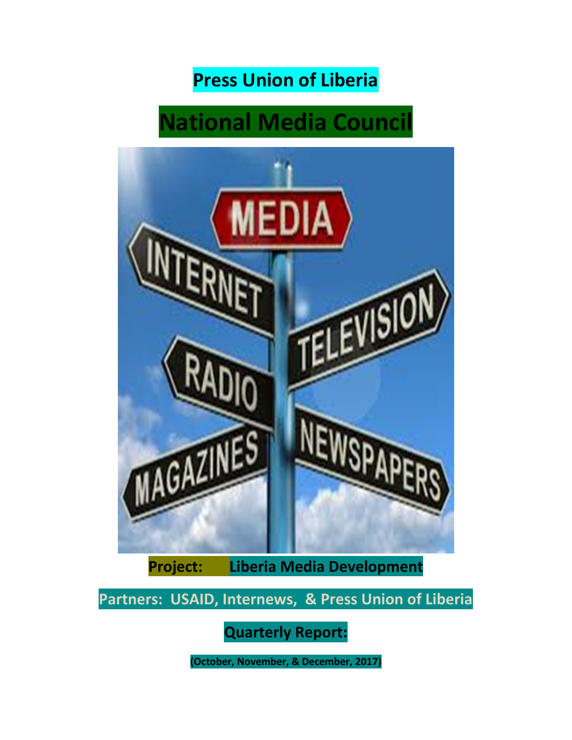# Press Union of Liberia

# National Media Council

**Project: Liberia Media Development**

**Partners: USAID, Internews, & Press Union of Liberia**

**Quarterly Report:**

**(October, November, & December, 2017)**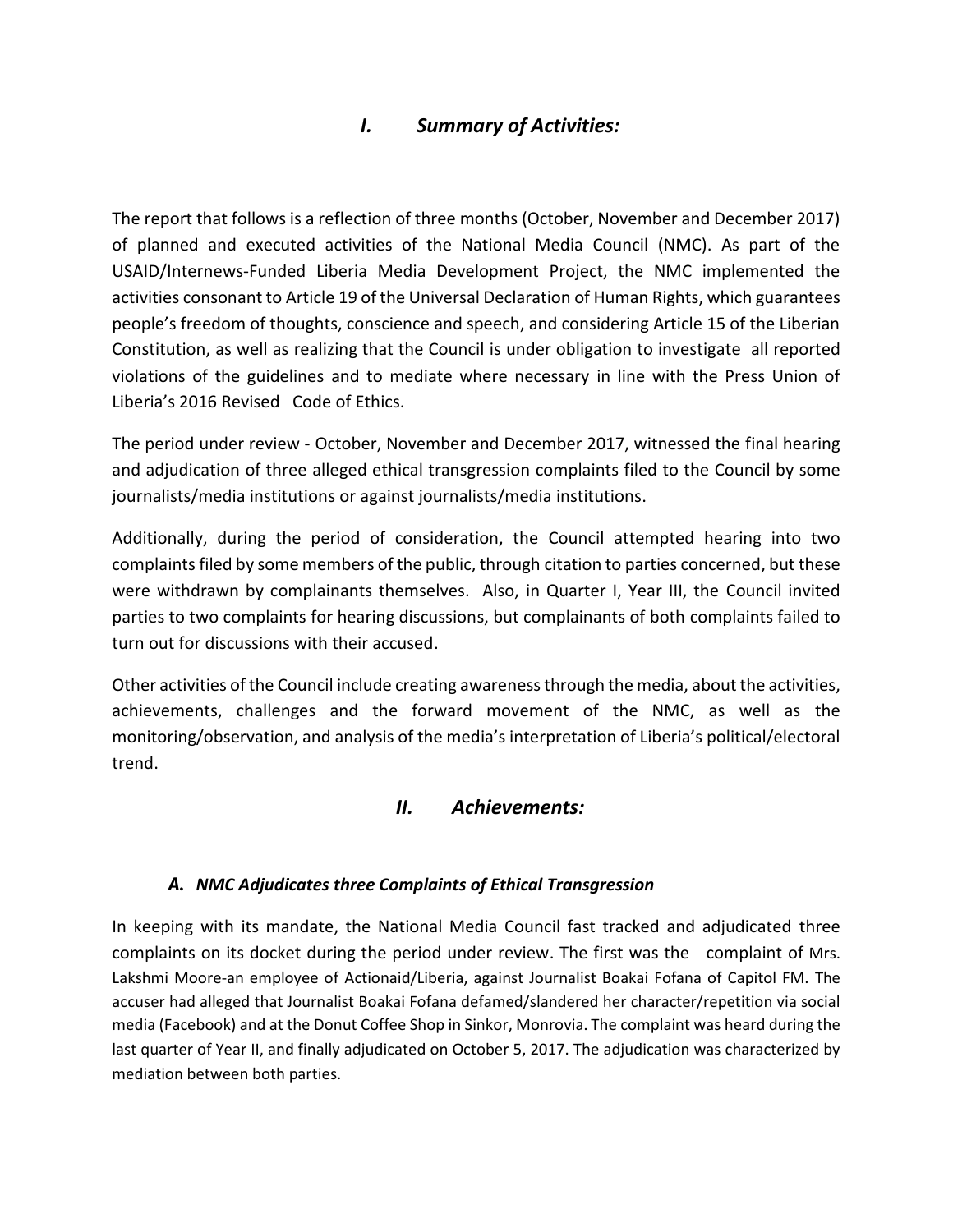## *I. Summary of Activities:*

The report that follows is a reflection of three months (October, November and December 2017) of planned and executed activities of the National Media Council (NMC). As part of the USAID/Internews-Funded Liberia Media Development Project, the NMC implemented the activities consonant to Article 19 of the Universal Declaration of Human Rights, which guarantees people's freedom of thoughts, conscience and speech, and considering Article 15 of the Liberian Constitution, as well as realizing that the Council is under obligation to investigate all reported violations of the guidelines and to mediate where necessary in line with the Press Union of Liberia's 2016 Revised Code of Ethics.

The period under review - October, November and December 2017, witnessed the final hearing and adjudication of three alleged ethical transgression complaints filed to the Council by some journalists/media institutions or against journalists/media institutions.

Additionally, during the period of consideration, the Council attempted hearing into two complaints filed by some members of the public, through citation to parties concerned, but these were withdrawn by complainants themselves. Also, in Quarter I, Year III, the Council invited parties to two complaints for hearing discussions, but complainants of both complaints failed to turn out for discussions with their accused.

Other activities of the Council include creating awareness through the media, about the activities, achievements, challenges and the forward movement of the NMC, as well as the monitoring/observation, and analysis of the media's interpretation of Liberia's political/electoral trend.

## *II. Achievements:*

### *A. NMC Adjudicates three Complaints of Ethical Transgression*

In keeping with its mandate, the National Media Council fast tracked and adjudicated three complaints on its docket during the period under review. The first was the complaint of Mrs. Lakshmi Moore-an employee of Actionaid/Liberia, against Journalist Boakai Fofana of Capitol FM. The accuser had alleged that Journalist Boakai Fofana defamed/slandered her character/repetition via social media (Facebook) and at the Donut Coffee Shop in Sinkor, Monrovia. The complaint was heard during the last quarter of Year II, and finally adjudicated on October 5, 2017. The adjudication was characterized by mediation between both parties.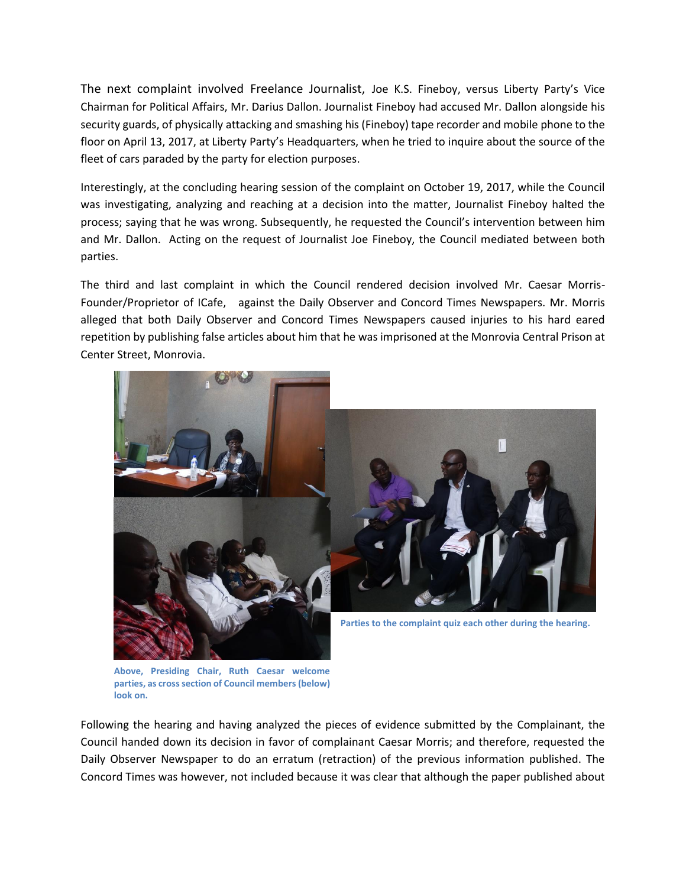The next complaint involved Freelance Journalist, Joe K.S. Fineboy, versus Liberty Party's Vice Chairman for Political Affairs, Mr. Darius Dallon. Journalist Fineboy had accused Mr. Dallon alongside his security guards, of physically attacking and smashing his (Fineboy) tape recorder and mobile phone to the floor on April 13, 2017, at Liberty Party's Headquarters, when he tried to inquire about the source of the fleet of cars paraded by the party for election purposes.

Interestingly, at the concluding hearing session of the complaint on October 19, 2017, while the Council was investigating, analyzing and reaching at a decision into the matter, Journalist Fineboy halted the process; saying that he was wrong. Subsequently, he requested the Council's intervention between him and Mr. Dallon. Acting on the request of Journalist Joe Fineboy, the Council mediated between both parties.

The third and last complaint in which the Council rendered decision involved Mr. Caesar Morris- Founder/Proprietor of ICafe, against the Daily Observer and Concord Times Newspapers. Mr. Morris alleged that both Daily Observer and Concord Times Newspapers caused injuries to his hard eared repetition by publishing false articles about him that he was imprisoned at the Monrovia Central Prison at Center Street, Monrovia.

**Above, Presiding Chair, Ruth Caesar welcome parties, as cross section of Council members (below) look on.**

**Parties to the complaint quiz each other during the hearing.**

Following the hearing and having analyzed the pieces of evidence submitted by the Complainant, the Council handed down its decision in favor of complainant Caesar Morris; and therefore, requested the Daily Observer Newspaper to do an erratum (retraction) of the previous information published. The Concord Times was however, not included because it was clear that although the paper published about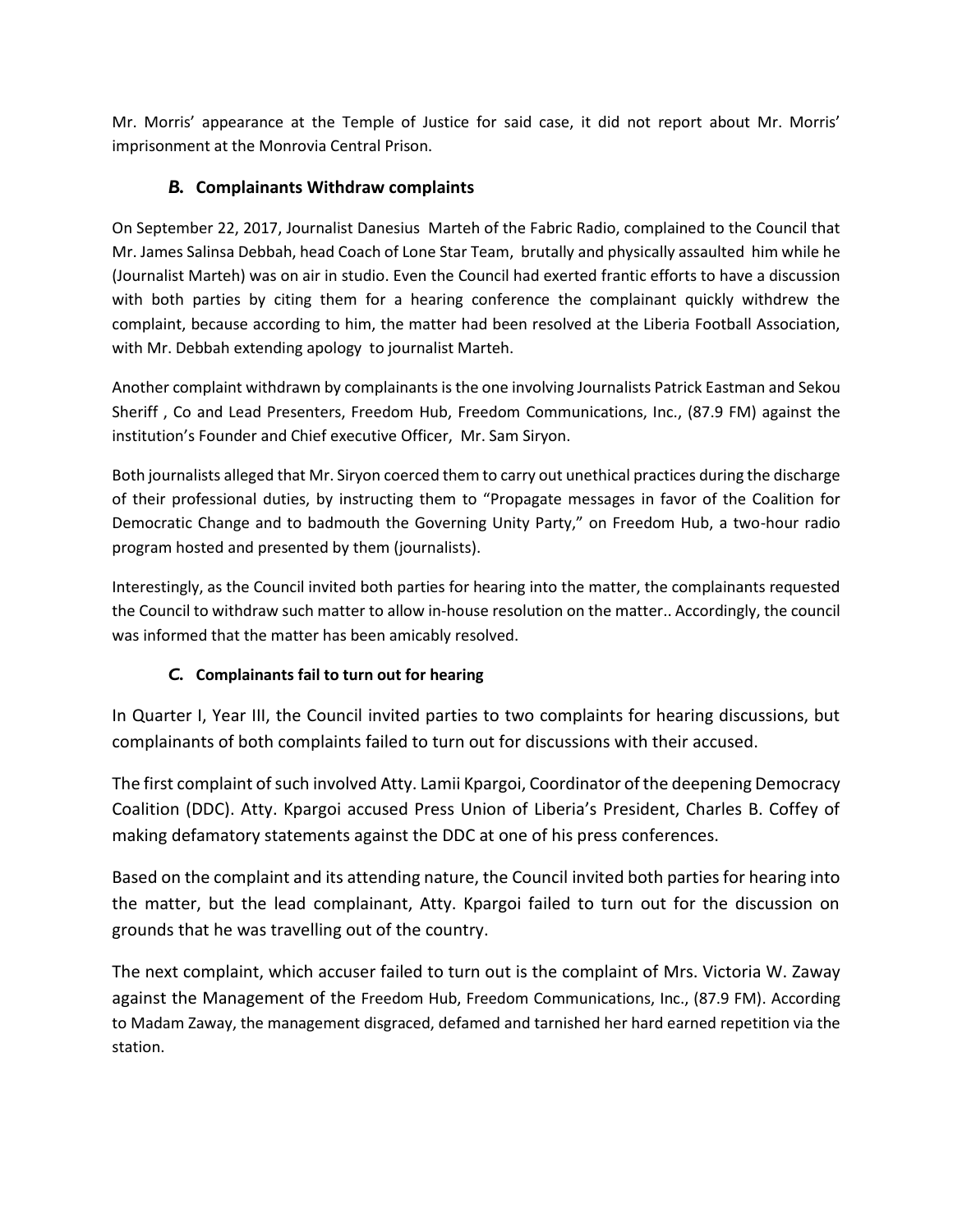Mr. Morris' appearance at the Temple of Justice for said case, it did not report about Mr. Morris' imprisonment at the Monrovia Central Prison.

### *B.* Complainants Withdraw complaints

On September 22, 2017, Journalist Danesius Marteh of the Fabric Radio, complained to the Council that Mr. James Salinsa Debbah, head Coach of Lone Star Team, brutally and physically assaulted him while he (Journalist Marteh) was on air in studio. Even the Council had exerted frantic efforts to have a discussion with both parties by citing them for a hearing conference the complainant quickly withdrew the complaint, because according to him, the matter had been resolved at the Liberia Football Association, with Mr. Debbah extending apology to journalist Marteh.

Another complaint withdrawn by complainants is the one involving Journalists Patrick Eastman and Sekou Sheriff , Co and Lead Presenters, Freedom Hub, Freedom Communications, Inc., (87.9 FM) against the institution's Founder and Chief executive Officer, Mr. Sam Siryon.

Both journalists alleged that Mr. Siryon coerced them to carry out unethical practices during the discharge of their professional duties, by instructing them to "Propagate messages in favor of the Coalition for Democratic Change and to badmouth the Governing Unity Party," on Freedom Hub, a two-hour radio program hosted and presented by them (journalists).

Interestingly, as the Council invited both parties for hearing into the matter, the complainants requested the Council to withdraw such matter to allow in-house resolution on the matter.. Accordingly, the council was informed that the matter has been amicably resolved.

### *C.* Complainants fail to turn out for hearing

In Quarter I, Year III, the Council invited parties to two complaints for hearing discussions, but complainants of both complaints failed to turn out for discussions with their accused.

The first complaint of such involved Atty. Lamii Kpargoi, Coordinator of the deepening Democracy Coalition (DDC). Atty. Kpargoi accused Press Union of Liberia's President, Charles B. Coffey of making defamatory statements against the DDC at one of his press conferences.

Based on the complaint and its attending nature, the Council invited both parties for hearing into the matter, but the lead complainant, Atty. Kpargoi failed to turn out for the discussion on grounds that he was travelling out of the country.

The next complaint, which accuser failed to turn out is the complaint of Mrs. Victoria W. Zaway against the Management of the Freedom Hub, Freedom Communications, Inc., (87.9 FM). According to Madam Zaway, the management disgraced, defamed and tarnished her hard earned repetition via the station.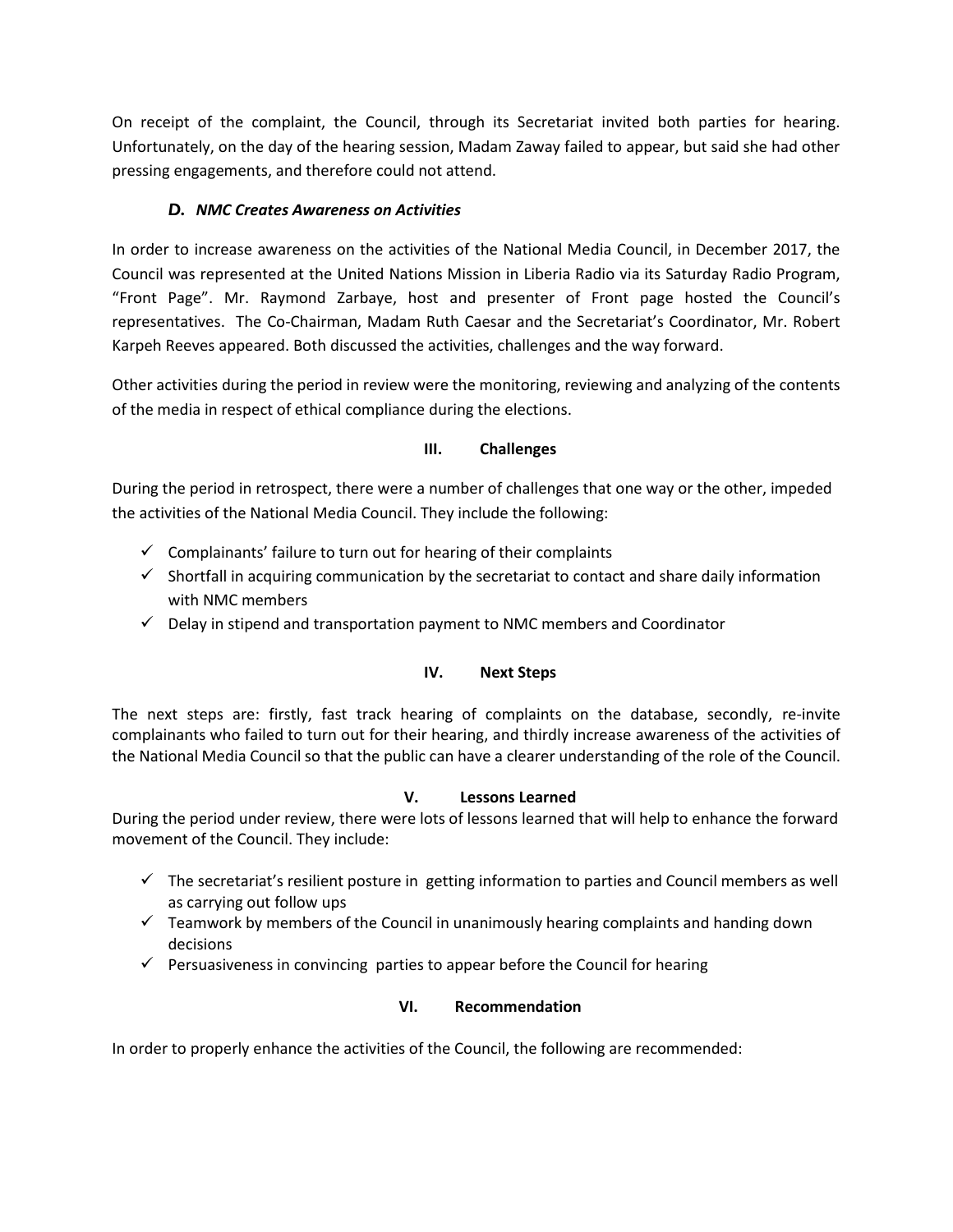On receipt of the complaint, the Council, through its Secretariat invited both parties for hearing. Unfortunately, on the day of the hearing session, Madam Zaway failed to appear, but said she had other pressing engagements, and therefore could not attend.

### *D. NMC Creates Awareness on Activities*

In order to increase awareness on the activities of the National Media Council, in December 2017, the Council was represented at the United Nations Mission in Liberia Radio via its Saturday Radio Program, "Front Page". Mr. Raymond Zarbaye, host and presenter of Front page hosted the Council's representatives. The Co-Chairman, Madam Ruth Caesar and the Secretariat's Coordinator, Mr. Robert Karpeh Reeves appeared. Both discussed the activities, challenges and the way forward.

Other activities during the period in review were the monitoring, reviewing and analyzing of the contents of the media in respect of ethical compliance during the elections.

## III. Challenges

During the period in retrospect, there were a number of challenges that one way or the other, impeded the activities of the National Media Council. They include the following:

- ✓ Complainants' failure to turn out for hearing of their complaints
- ✓ Shortfall in acquiring communication by the secretariat to contact and share daily information with NMC members
- ✓ Delay in stipend and transportation payment to NMC members and Coordinator

## IV. Next Steps

The next steps are: firstly, fast track hearing of complaints on the database, secondly, re-invite complainants who failed to turn out for their hearing, and thirdly increase awareness of the activities of the National Media Council so that the public can have a clearer understanding of the role of the Council.

## V. Lessons Learned

During the period under review, there were lots of lessons learned that will help to enhance the forward movement of the Council. They include:

- ✓ The secretariat's resilient posture in getting information to parties and Council members as well as carrying out follow ups
- ✓ Teamwork by members of the Council in unanimously hearing complaints and handing down decisions
- ✓ Persuasiveness in convincing parties to appear before the Council for hearing

## VI. Recommendation

In order to properly enhance the activities of the Council, the following are recommended: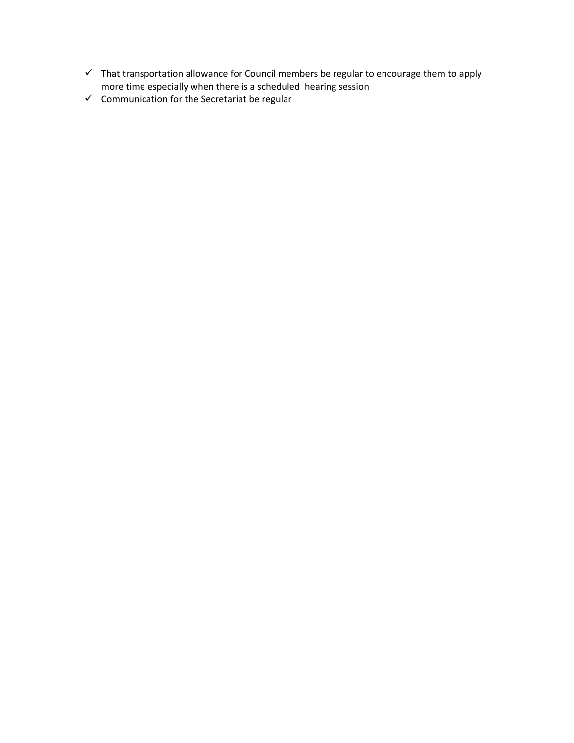- ✓ That transportation allowance for Council members be regular to encourage them to apply more time especially when there is a scheduled hearing session
- ✓ Communication for the Secretariat be regular